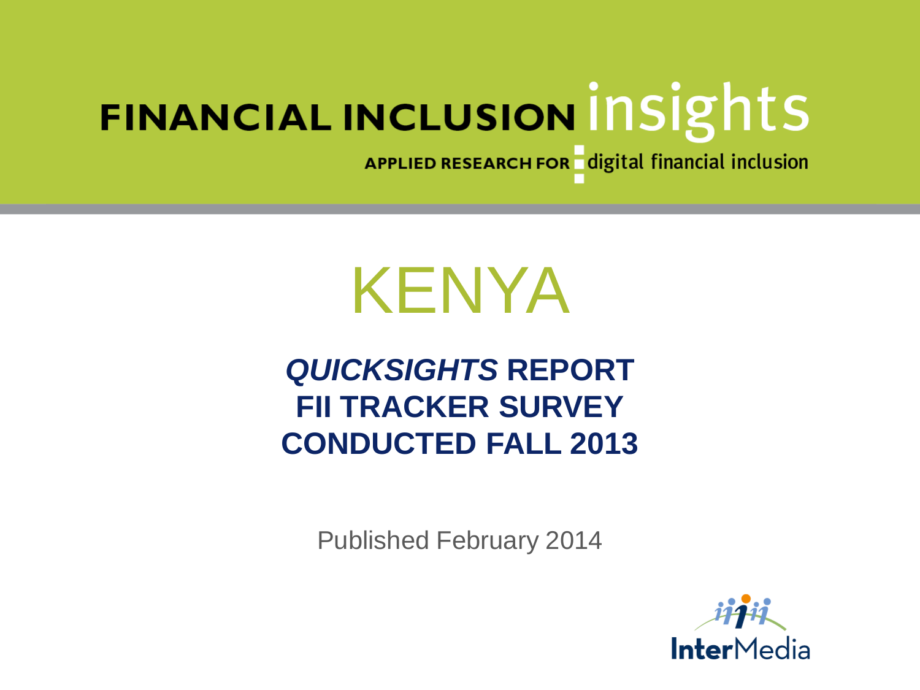FINANCIAL INCLUSION insights

APPLIED RESEARCH FOR digital financial inclusion

# KENYA

## *QUICKSIGHTS* REPORT
## FII TRACKER SURVEY
## CONDUCTED FALL 2013

Published February 2014

InterMedia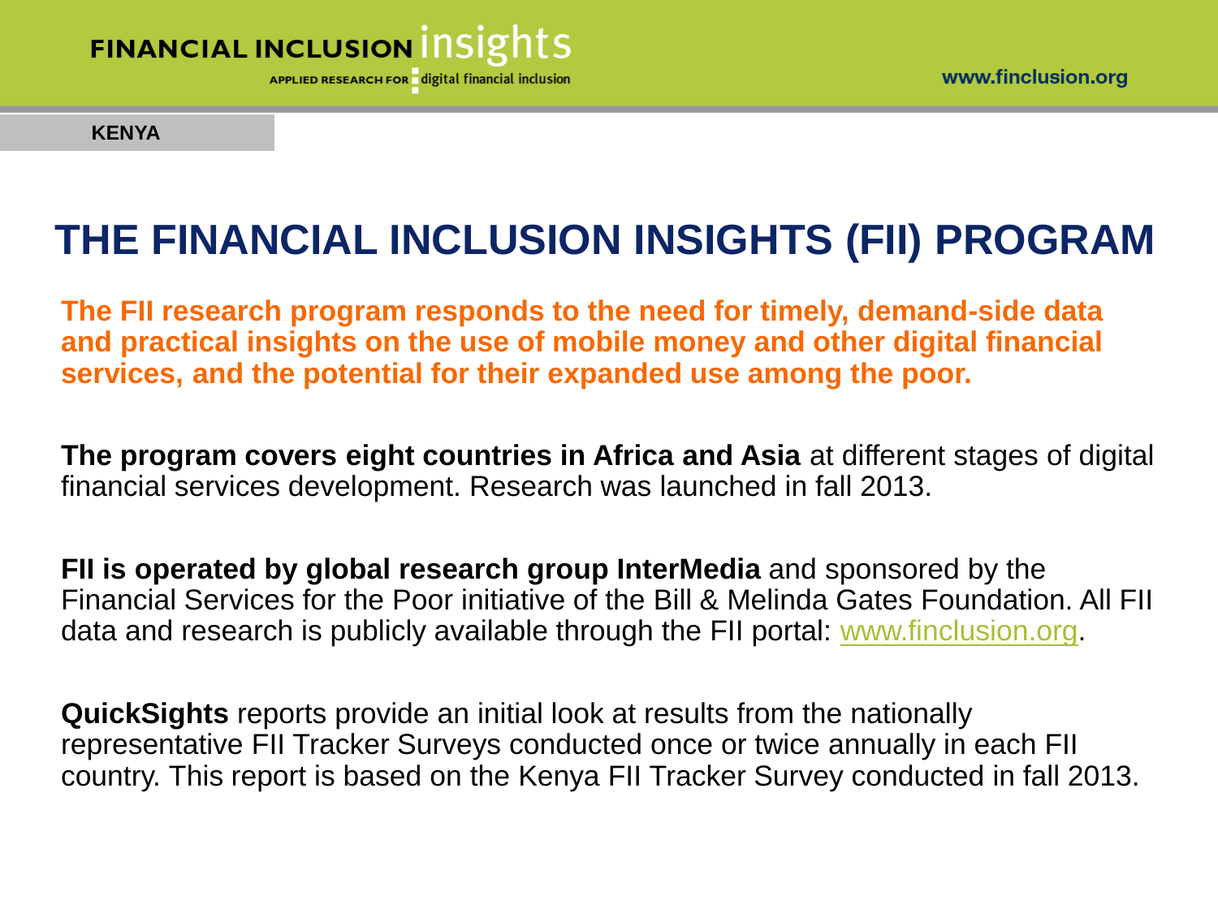KENYA

# THE FINANCIAL INCLUSION INSIGHTS (FII) PROGRAM

**The FII research program responds to the need for timely, demand-side data and practical insights on the use of mobile money and other digital financial services, and the potential for their expanded use among the poor.**

**The program covers eight countries in Africa and Asia** at different stages of digital financial services development. Research was launched in fall 2013.

**FII is operated by global research group InterMedia** and sponsored by the Financial Services for the Poor initiative of the Bill & Melinda Gates Foundation. All FII data and research is publicly available through the FII portal: www.finclusion.org.

**QuickSights** reports provide an initial look at results from the nationally representative FII Tracker Surveys conducted once or twice annually in each FII country. This report is based on the Kenya FII Tracker Survey conducted in fall 2013.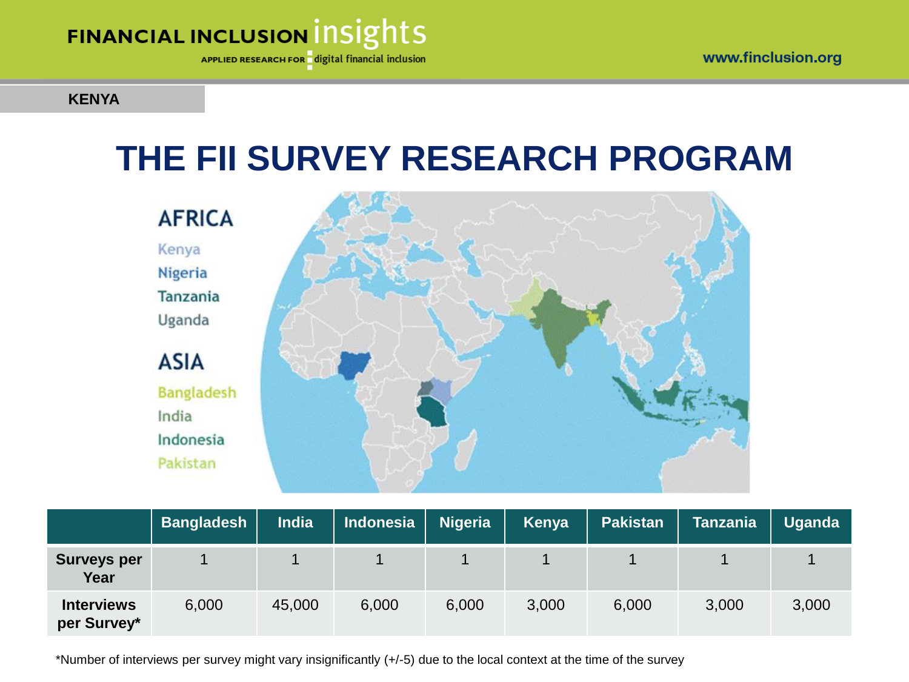KENYA

# THE FII SURVEY RESEARCH PROGRAM

AFRICA

Kenya

Nigeria

Tanzania

Uganda

ASIA

Bangladesh

India

Indonesia

Pakistan

| | Bangladesh | India | Indonesia | Nigeria | Kenya | Pakistan | Tanzania | Uganda |
|---|---|---|---|---|---|---|---|---|
| **Surveys per Year** | 1 | 1 | 1 | 1 | 1 | 1 | 1 | 1 |
| **Interviews per Survey*** | 6,000 | 45,000 | 6,000 | 6,000 | 3,000 | 6,000 | 3,000 | 3,000 |

*Number of interviews per survey might vary insignificantly (+/-5) due to the local context at the time of the survey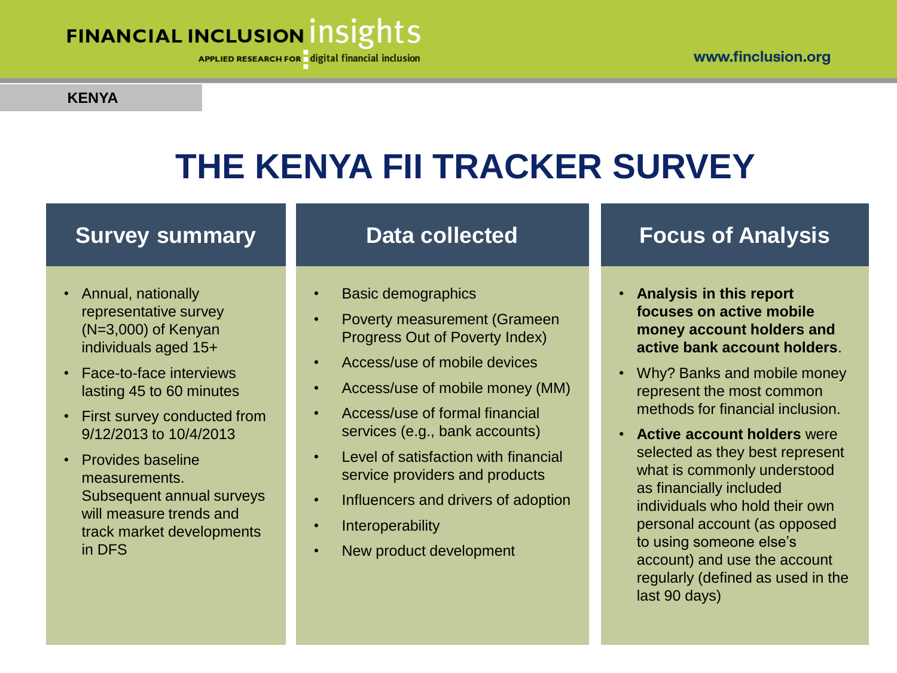KENYA

# THE KENYA FII TRACKER SURVEY

## Survey summary

- Annual, nationally representative survey (N=3,000) of Kenyan individuals aged 15+
- Face-to-face interviews lasting 45 to 60 minutes
- First survey conducted from 9/12/2013 to 10/4/2013
- Provides baseline measurements. Subsequent annual surveys will measure trends and track market developments in DFS

## Data collected

- Basic demographics
- Poverty measurement (Grameen Progress Out of Poverty Index)
- Access/use of mobile devices
- Access/use of mobile money (MM)
- Access/use of formal financial services (e.g., bank accounts)
- Level of satisfaction with financial service providers and products
- Influencers and drivers of adoption
- Interoperability
- New product development

## Focus of Analysis

- **Analysis in this report focuses on active mobile money account holders and active bank account holders**.
- Why? Banks and mobile money represent the most common methods for financial inclusion.
- **Active account holders** were selected as they best represent what is commonly understood as financially included individuals who hold their own personal account (as opposed to using someone else's account) and use the account regularly (defined as used in the last 90 days)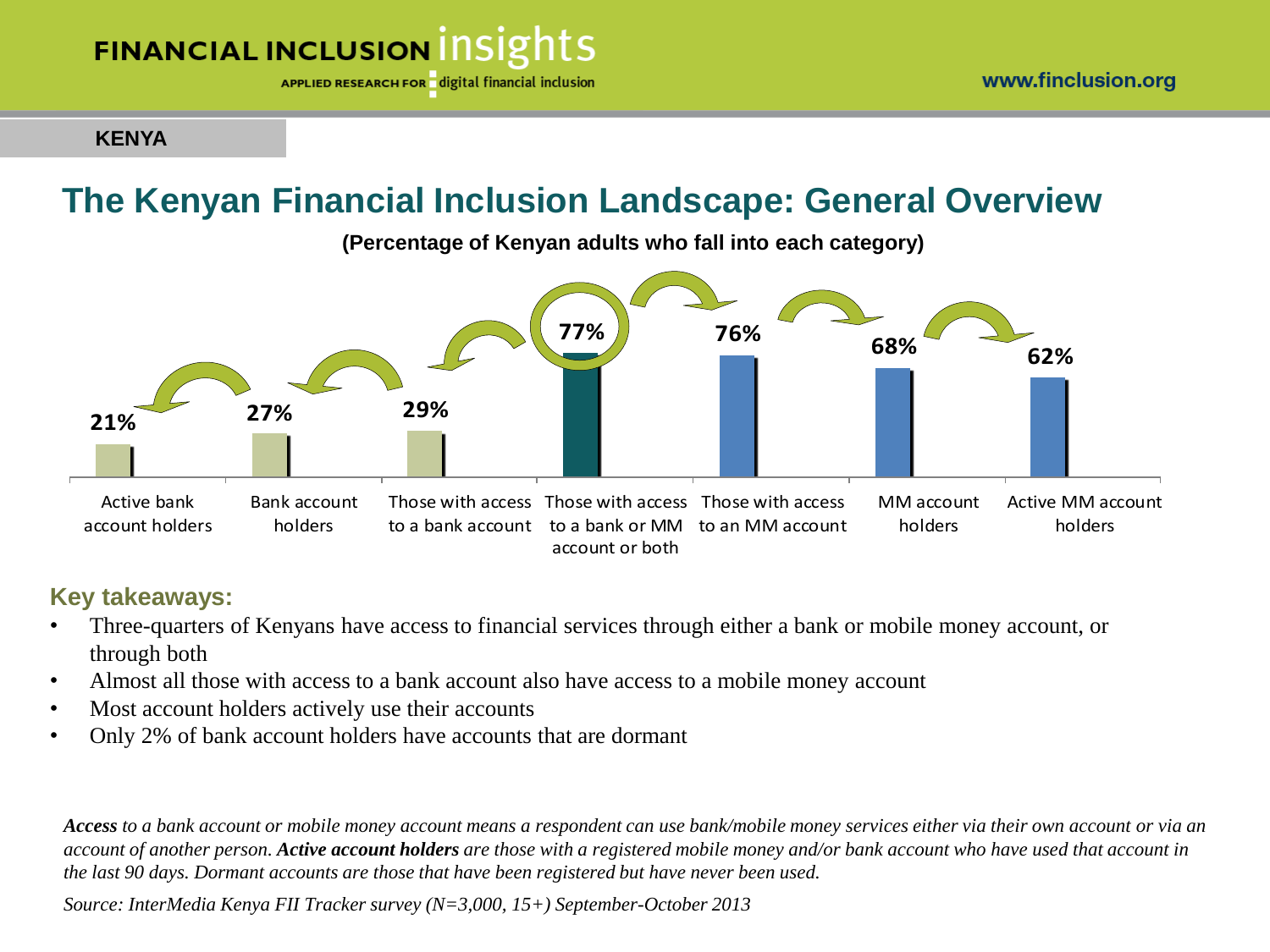FINANCIAL INCLUSION insights
APPLIED RESEARCH FOR digital financial inclusion

www.finclusion.org

**KENYA**

# The Kenyan Financial Inclusion Landscape: General Overview

**(Percentage of Kenyan adults who fall into each category)**

21%
Active bank account holders

27%
Bank account holders

29%
Those with access to a bank account

77%
Those with access to a bank or MM account or both

76%
Those with access to an MM account

68%
MM account holders

62%
Active MM account holders

## Key takeaways:

- Three-quarters of Kenyans have access to financial services through either a bank or mobile money account, or through both
- Almost all those with access to a bank account also have access to a mobile money account
- Most account holders actively use their accounts
- Only 2% of bank account holders have accounts that are dormant

***Access** to a bank account or mobile money account means a respondent can use bank/mobile money services either via their own account or via an account of another person. **Active account holders** are those with a registered mobile money and/or bank account who have used that account in the last 90 days. Dormant accounts are those that have been registered but have never been used.*

*Source: InterMedia Kenya FII Tracker survey (N=3,000, 15+) September-October 2013*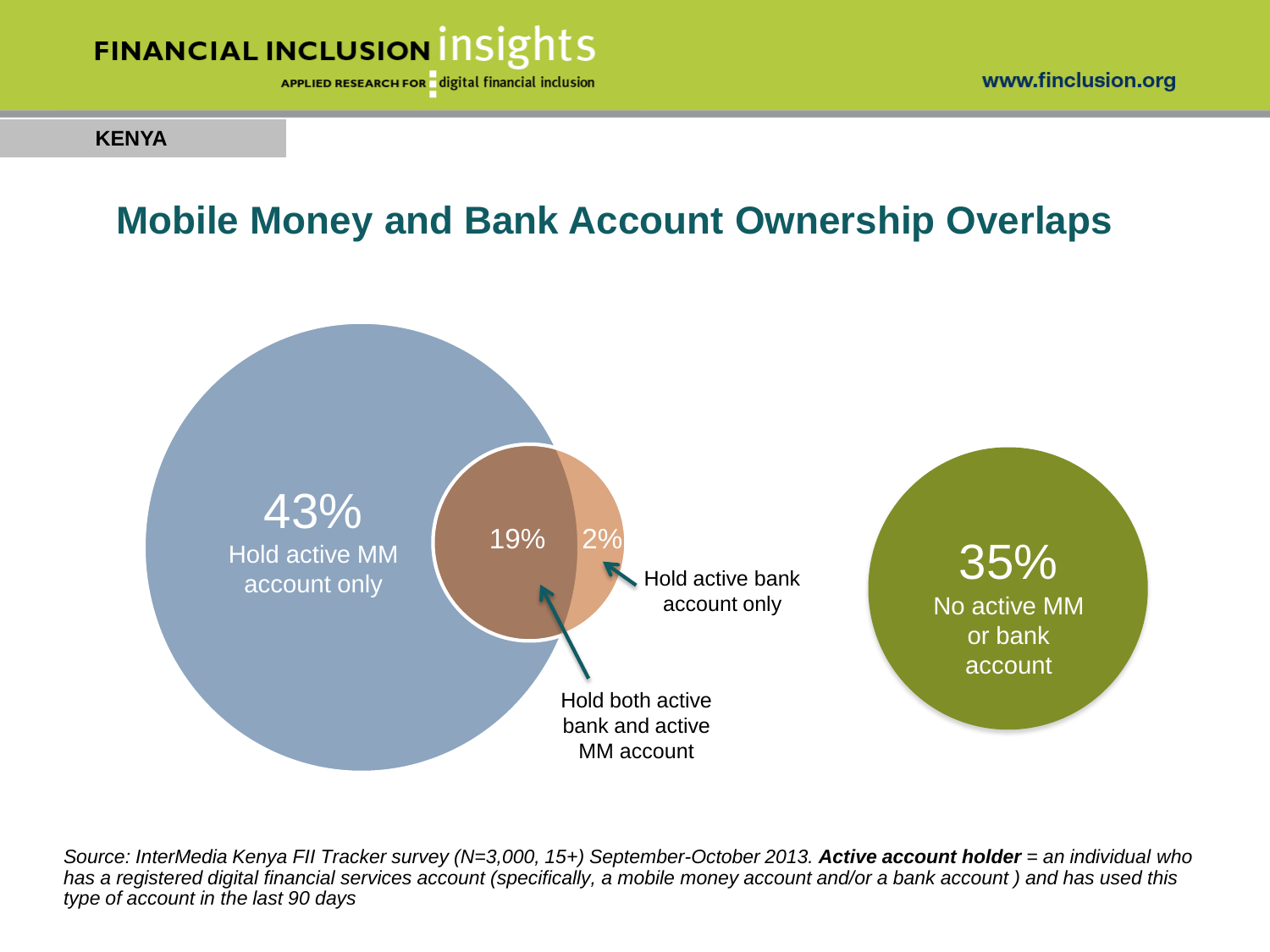KENYA

# Mobile Money and Bank Account Ownership Overlaps

43%
Hold active MM account only

19%

2%

Hold active bank account only

Hold both active bank and active MM account

35%
No active MM or bank account

*Source: InterMedia Kenya FII Tracker survey (N=3,000, 15+) September-October 2013.* ***Active account holder*** *= an individual who has a registered digital financial services account (specifically, a mobile money account and/or a bank account ) and has used this type of account in the last 90 days*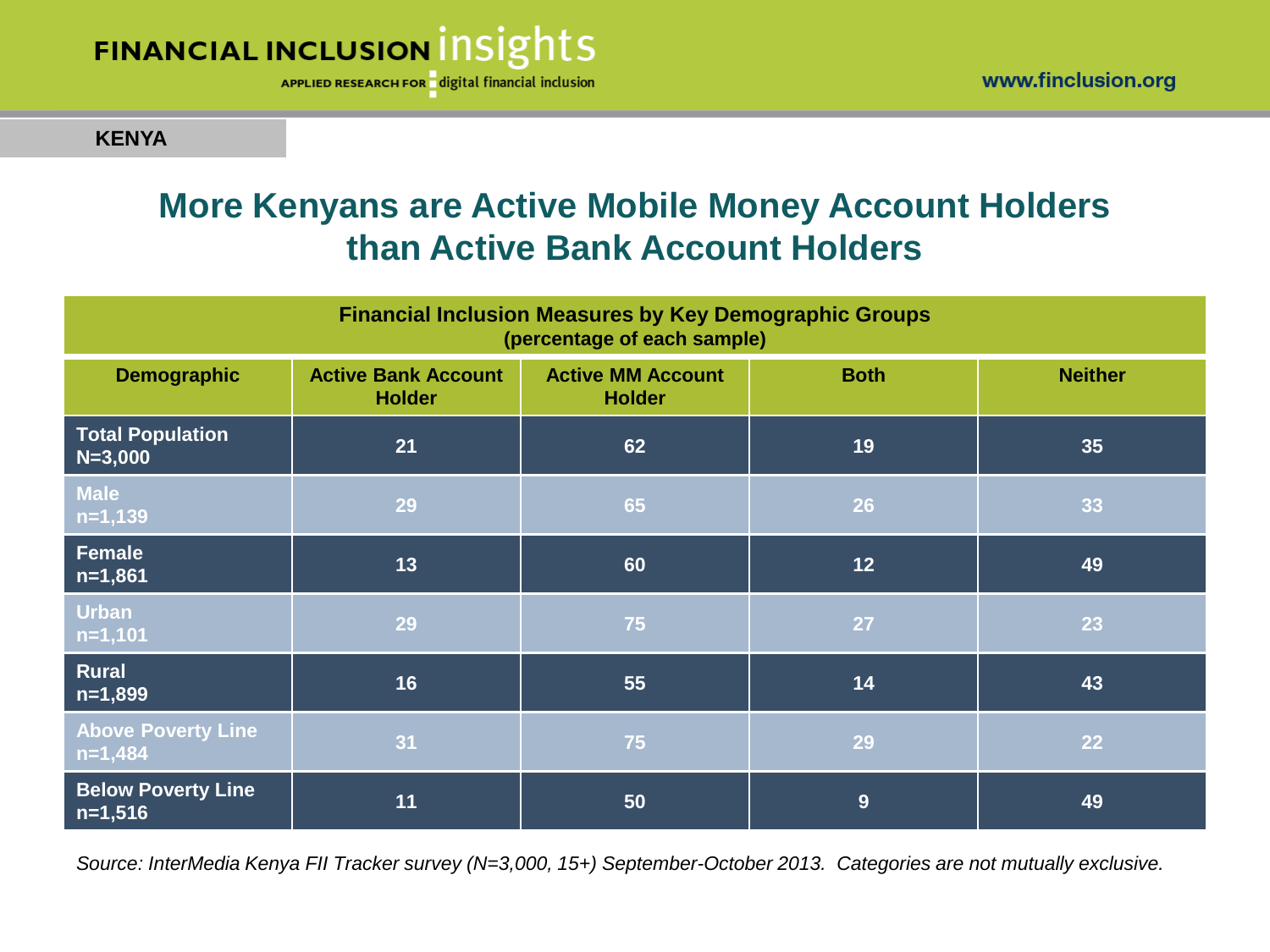**KENYA**

# More Kenyans are Active Mobile Money Account Holders than Active Bank Account Holders

**Financial Inclusion Measures by Key Demographic Groups**
**(percentage of each sample)**

| Demographic | Active Bank Account Holder | Active MM Account Holder | Both | Neither |
|---|---|---|---|---|
| Total Population N=3,000 | 21 | 62 | 19 | 35 |
| Male n=1,139 | 29 | 65 | 26 | 33 |
| Female n=1,861 | 13 | 60 | 12 | 49 |
| Urban n=1,101 | 29 | 75 | 27 | 23 |
| Rural n=1,899 | 16 | 55 | 14 | 43 |
| Above Poverty Line n=1,484 | 31 | 75 | 29 | 22 |
| Below Poverty Line n=1,516 | 11 | 50 | 9 | 49 |

*Source: InterMedia Kenya FII Tracker survey (N=3,000, 15+) September-October 2013. Categories are not mutually exclusive.*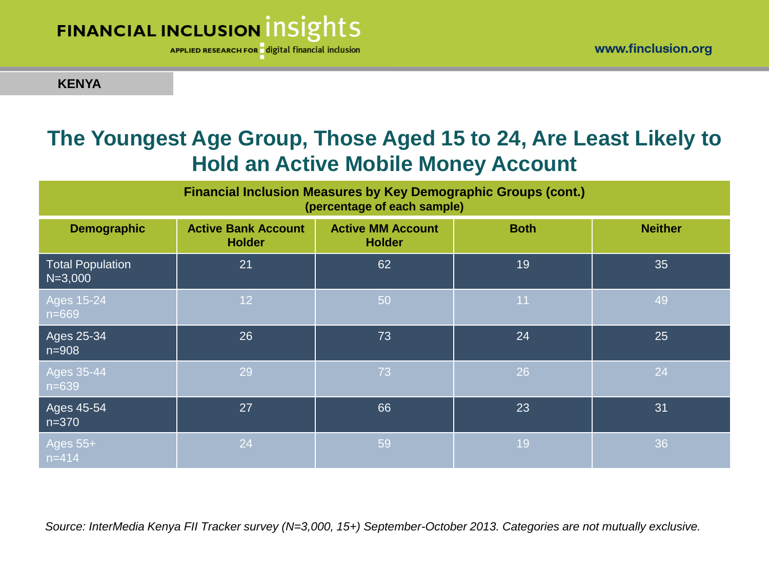**KENYA**

# The Youngest Age Group, Those Aged 15 to 24, Are Least Likely to Hold an Active Mobile Money Account

**Financial Inclusion Measures by Key Demographic Groups (cont.)**
**(percentage of each sample)**

| Demographic | Active Bank Account Holder | Active MM Account Holder | Both | Neither |
|---|---|---|---|---|
| Total Population N=3,000 | 21 | 62 | 19 | 35 |
| Ages 15-24 n=669 | 12 | 50 | 11 | 49 |
| Ages 25-34 n=908 | 26 | 73 | 24 | 25 |
| Ages 35-44 n=639 | 29 | 73 | 26 | 24 |
| Ages 45-54 n=370 | 27 | 66 | 23 | 31 |
| Ages 55+ n=414 | 24 | 59 | 19 | 36 |

*Source: InterMedia Kenya FII Tracker survey (N=3,000, 15+) September-October 2013. Categories are not mutually exclusive.*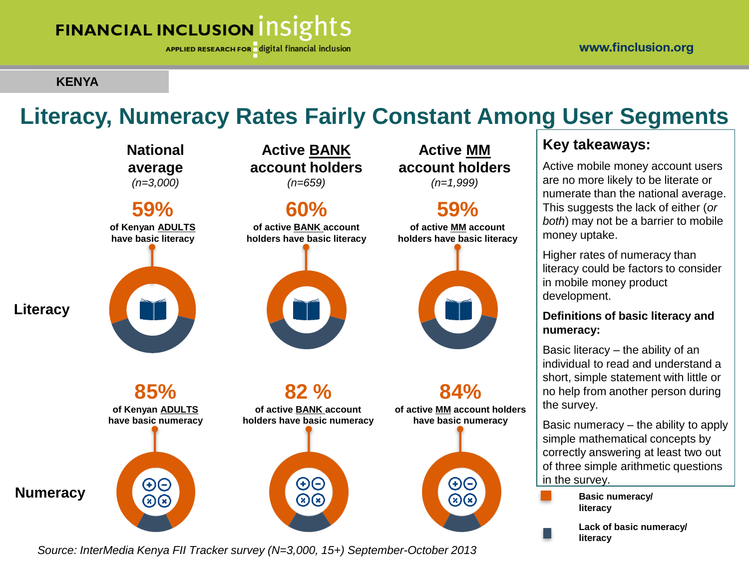KENYA

# Literacy, Numeracy Rates Fairly Constant Among User Segments

**National average**
*(n=3,000)*

**Active BANK account holders**
*(n=659)*

**Active MM account holders**
*(n=1,999)*

**Literacy**

**59%**
**of Kenyan ADULTS have basic literacy**

**60%**
**of active BANK account holders have basic literacy**

**59%**
**of active MM account holders have basic literacy**

**Numeracy**

**85%**
**of Kenyan ADULTS have basic numeracy**

**82 %**
**of active BANK account holders have basic numeracy**

**84%**
**of active MM account holders have basic numeracy**

Basic numeracy/ literacy

Lack of basic numeracy/ literacy

## Key takeaways:

Active mobile money account users are no more likely to be literate or numerate than the national average. This suggests the lack of either (*or both*) may not be a barrier to mobile money uptake.

Higher rates of numeracy than literacy could be factors to consider in mobile money product development.

**Definitions of basic literacy and numeracy:**

Basic literacy – the ability of an individual to read and understand a short, simple statement with little or no help from another person during the survey.

Basic numeracy – the ability to apply simple mathematical concepts by correctly answering at least two out of three simple arithmetic questions in the survey.

*Source: InterMedia Kenya FII Tracker survey (N=3,000, 15+) September-October 2013*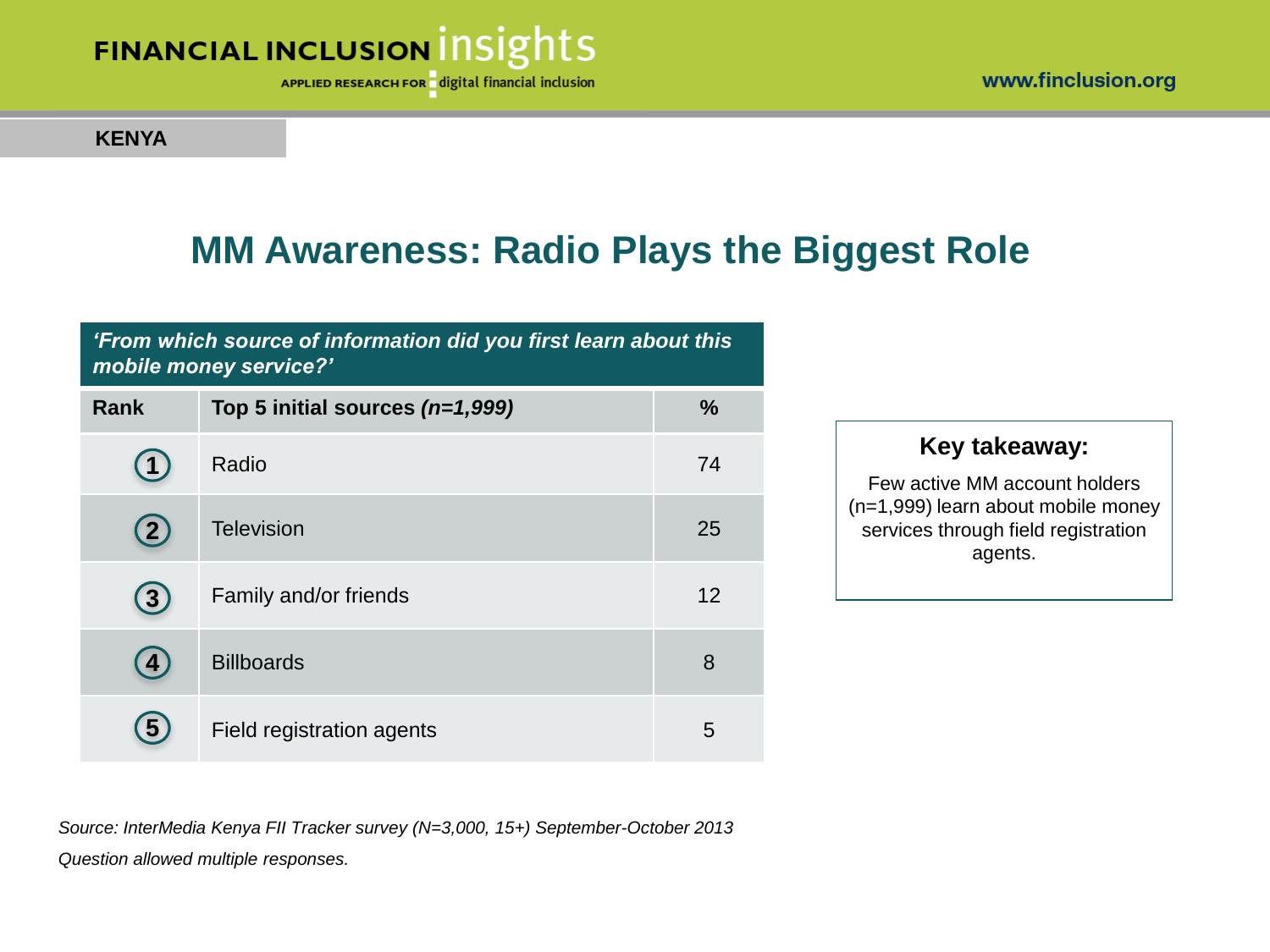KENYA

# MM Awareness: Radio Plays the Biggest Role

***'From which source of information did you first learn about this mobile money service?'***

| Rank | Top 5 initial sources ***(n=1,999)*** | % |
|---|---|---|
| 1 | Radio | 74 |
| 2 | Television | 25 |
| 3 | Family and/or friends | 12 |
| 4 | Billboards | 8 |
| 5 | Field registration agents | 5 |

**Key takeaway:**

Few active MM account holders (n=1,999) learn about mobile money services through field registration agents.

*Source: InterMedia Kenya FII Tracker survey (N=3,000, 15+) September-October 2013*

*Question allowed multiple responses.*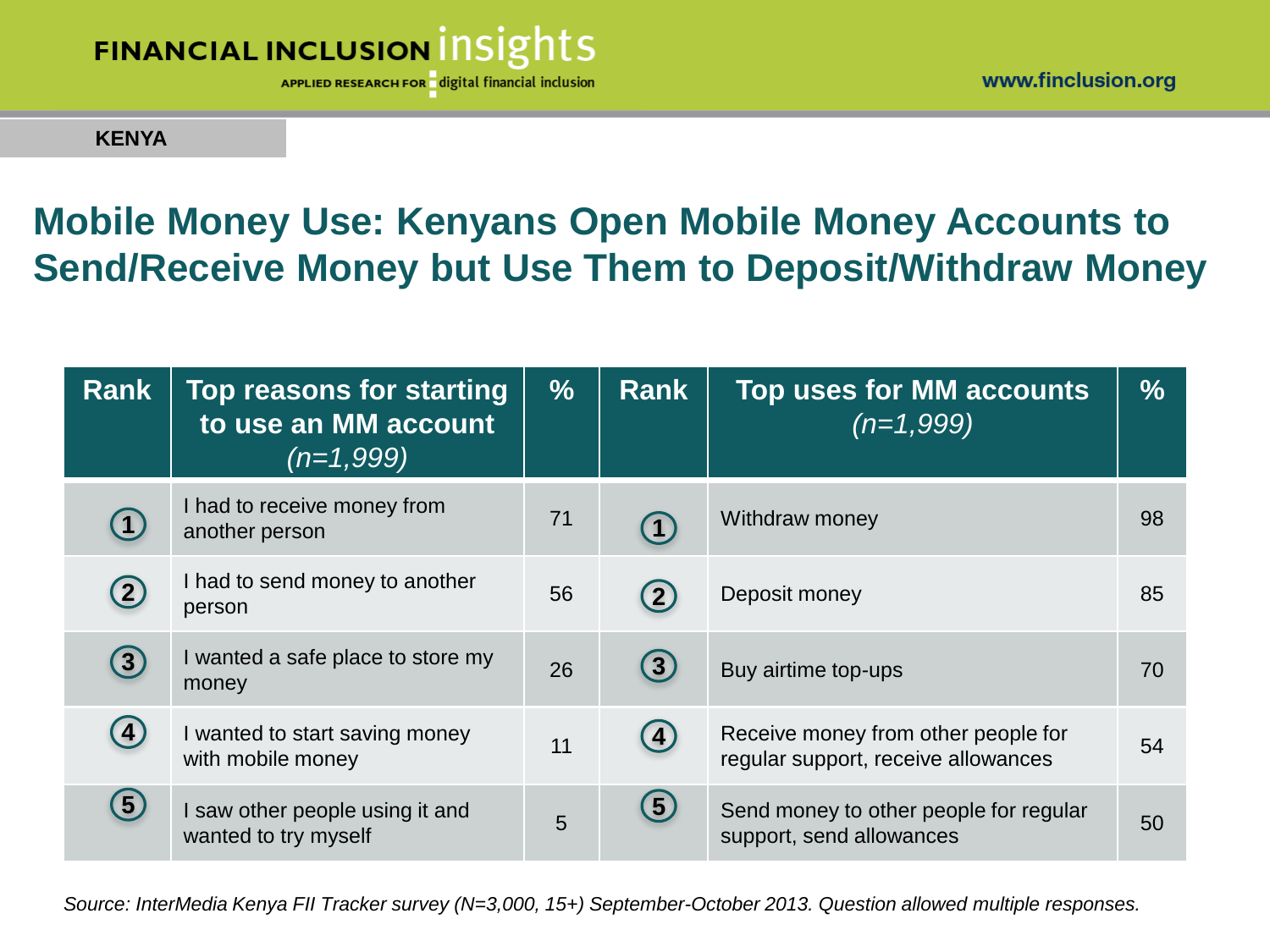KENYA

# Mobile Money Use: Kenyans Open Mobile Money Accounts to Send/Receive Money but Use Them to Deposit/Withdraw Money

| Rank | Top reasons for starting to use an MM account *(n=1,999)* | % | Rank | Top uses for MM accounts *(n=1,999)* | % |
|---|---|---|---|---|---|
| 1 | I had to receive money from another person | 71 | 1 | Withdraw money | 98 |
| 2 | I had to send money to another person | 56 | 2 | Deposit money | 85 |
| 3 | I wanted a safe place to store my money | 26 | 3 | Buy airtime top-ups | 70 |
| 4 | I wanted to start saving money with mobile money | 11 | 4 | Receive money from other people for regular support, receive allowances | 54 |
| 5 | I saw other people using it and wanted to try myself | 5 | 5 | Send money to other people for regular support, send allowances | 50 |

*Source: InterMedia Kenya FII Tracker survey (N=3,000, 15+) September-October 2013. Question allowed multiple responses.*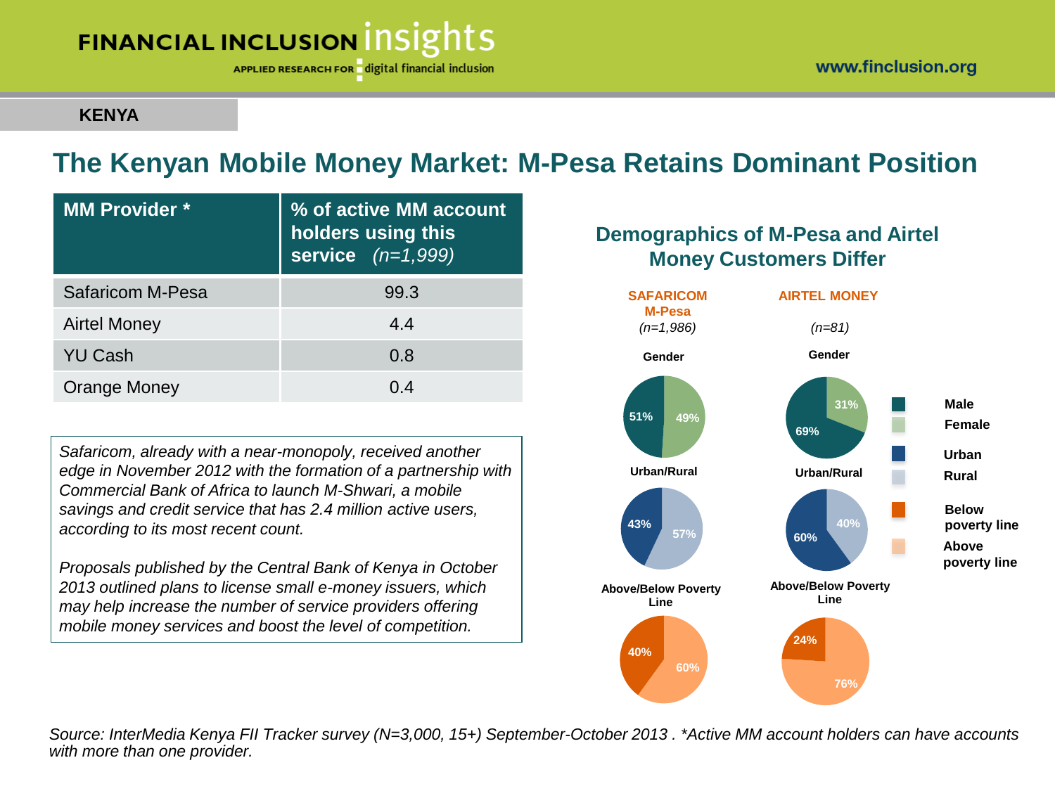KENYA

# The Kenyan Mobile Money Market: M-Pesa Retains Dominant Position

| MM Provider * | % of active MM account holders using this service *(n=1,999)* |
|---|---|
| Safaricom M-Pesa | 99.3 |
| Airtel Money | 4.4 |
| YU Cash | 0.8 |
| Orange Money | 0.4 |

*Safaricom, already with a near-monopoly, received another edge in November 2012 with the formation of a partnership with Commercial Bank of Africa to launch M-Shwari, a mobile savings and credit service that has 2.4 million active users, according to its most recent count.*

*Proposals published by the Central Bank of Kenya in October 2013 outlined plans to license small e-money issuers, which may help increase the number of service providers offering mobile money services and boost the level of competition.*

## Demographics of M-Pesa and Airtel Money Customers Differ

SAFARICOM M-Pesa *(n=1,986)*

Gender
51%
49%

Urban/Rural
43%
57%

Above/Below Poverty Line
40%
60%

AIRTEL MONEY *(n=81)*

Gender
31%
69%

Urban/Rural
60%
40%

Above/Below Poverty Line
24%
76%

Male
Female
Urban
Rural
Below poverty line
Above poverty line

*Source: InterMedia Kenya FII Tracker survey (N=3,000, 15+) September-October 2013 . *Active MM account holders can have accounts with more than one provider.*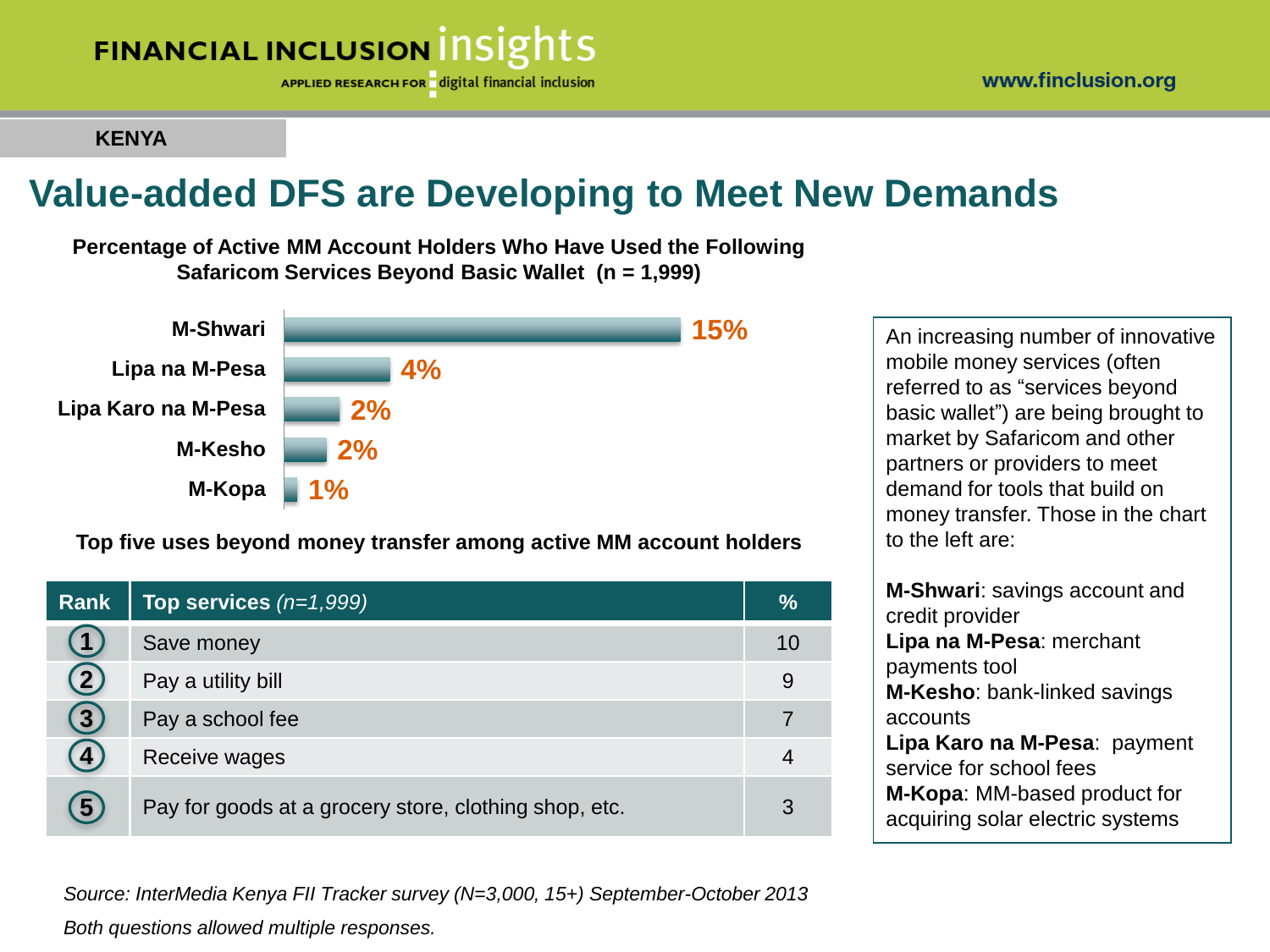**KENYA**

# Value-added DFS are Developing to Meet New Demands

**Percentage of Active MM Account Holders Who Have Used the Following Safaricom Services Beyond Basic Wallet (n = 1,999)**

M-Shwari 15%
Lipa na M-Pesa 4%
Lipa Karo na M-Pesa 2%
M-Kesho 2%
M-Kopa 1%

**Top five uses beyond money transfer among active MM account holders**

| Rank | Top services *(n=1,999)* | % |
|---|---|---|
| 1 | Save money | 10 |
| 2 | Pay a utility bill | 9 |
| 3 | Pay a school fee | 7 |
| 4 | Receive wages | 4 |
| 5 | Pay for goods at a grocery store, clothing shop, etc. | 3 |

An increasing number of innovative mobile money services (often referred to as "services beyond basic wallet") are being brought to market by Safaricom and other partners or providers to meet demand for tools that build on money transfer. Those in the chart to the left are:

**M-Shwari**: savings account and credit provider
**Lipa na M-Pesa**: merchant payments tool
**M-Kesho**: bank-linked savings accounts
**Lipa Karo na M-Pesa**: payment service for school fees
**M-Kopa**: MM-based product for acquiring solar electric systems

*Source: InterMedia Kenya FII Tracker survey (N=3,000, 15+) September-October 2013*

*Both questions allowed multiple responses.*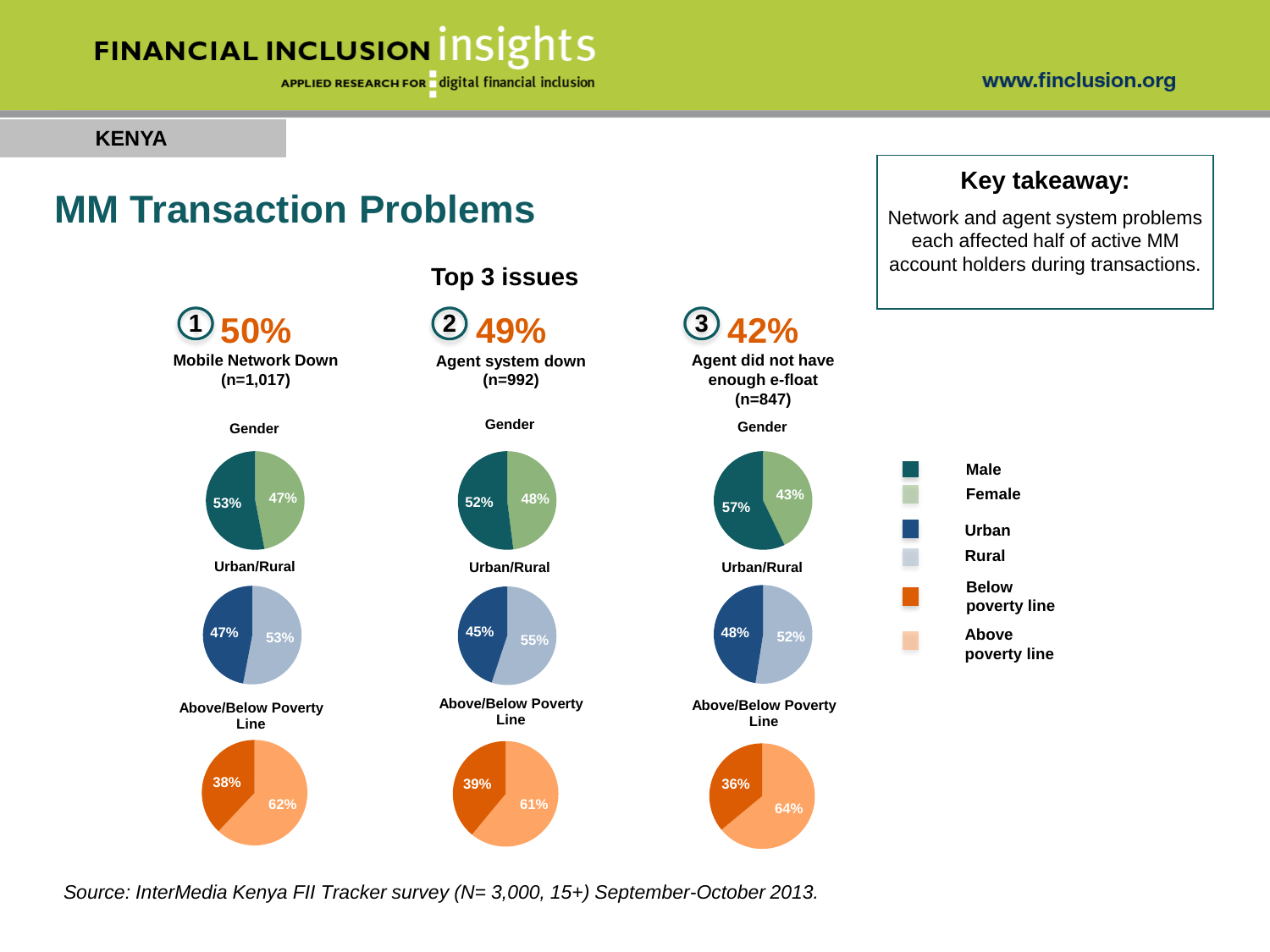KENYA

# MM Transaction Problems

**Key takeaway:**

Network and agent system problems each affected half of active MM account holders during transactions.

## Top 3 issues

**1 50%**
Mobile Network Down
(n=1,017)

Gender
53%
47%

Urban/Rural
47%
53%

Above/Below Poverty Line
38%
62%

**2 49%**
Agent system down
(n=992)

Gender
52%
48%

Urban/Rural
45%
55%

Above/Below Poverty Line
39%
61%

**3 42%**
Agent did not have enough e-float
(n=847)

Gender
57%
43%

Urban/Rural
48%
52%

Above/Below Poverty Line
36%
64%

Male
Female
Urban
Rural
Below poverty line
Above poverty line

*Source: InterMedia Kenya FII Tracker survey (N= 3,000, 15+) September-October 2013.*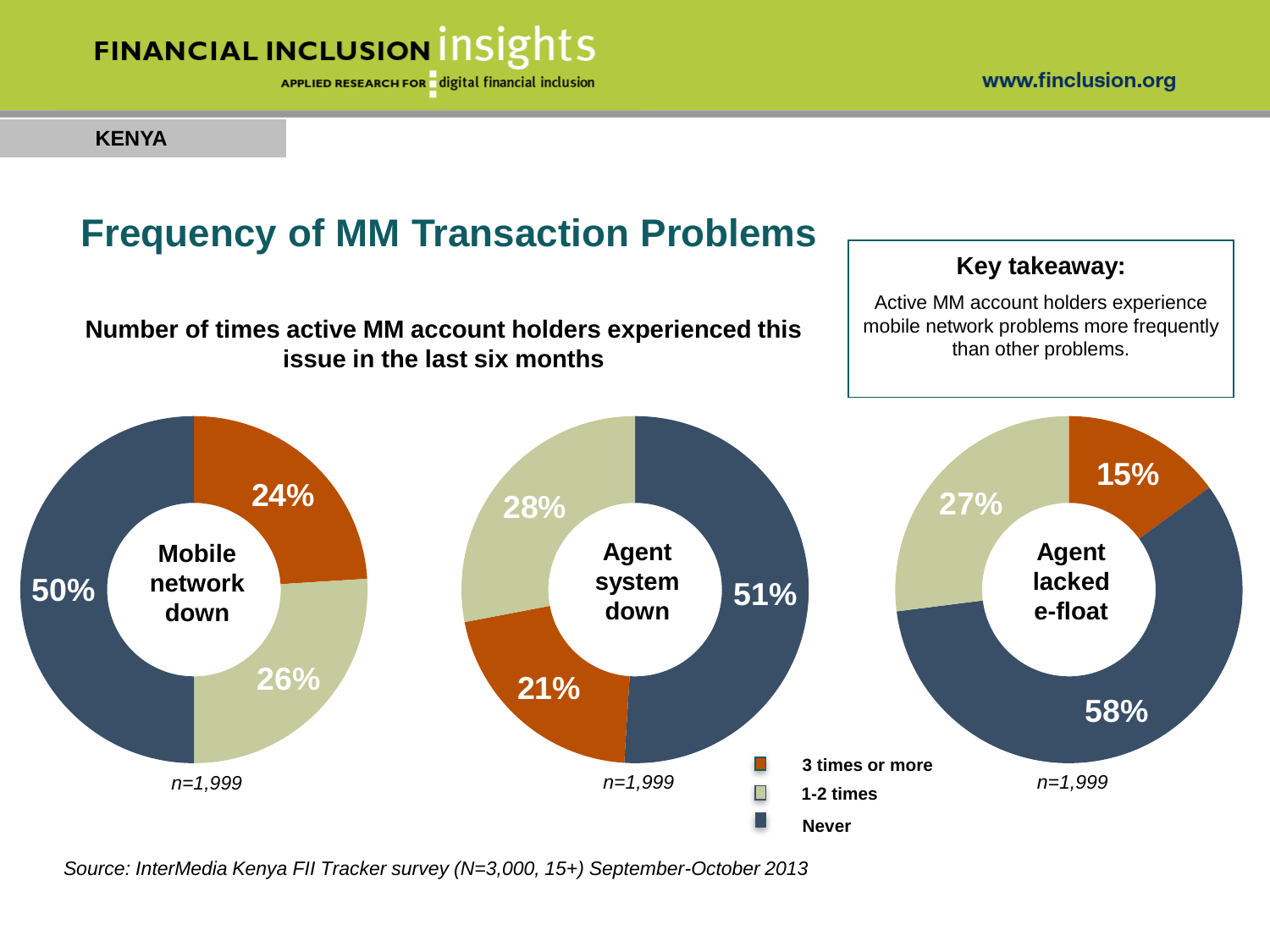KENYA

# Frequency of MM Transaction Problems

**Key takeaway:**

Active MM account holders experience mobile network problems more frequently than other problems.

**Number of times active MM account holders experienced this issue in the last six months**

Mobile network down
24%
26%
50%
*n=1,999*

Agent system down
28%
51%
21%
*n=1,999*

Agent lacked e-float
15%
27%
58%
*n=1,999*

3 times or more
1-2 times
Never

*Source: InterMedia Kenya FII Tracker survey (N=3,000, 15+) September-October 2013*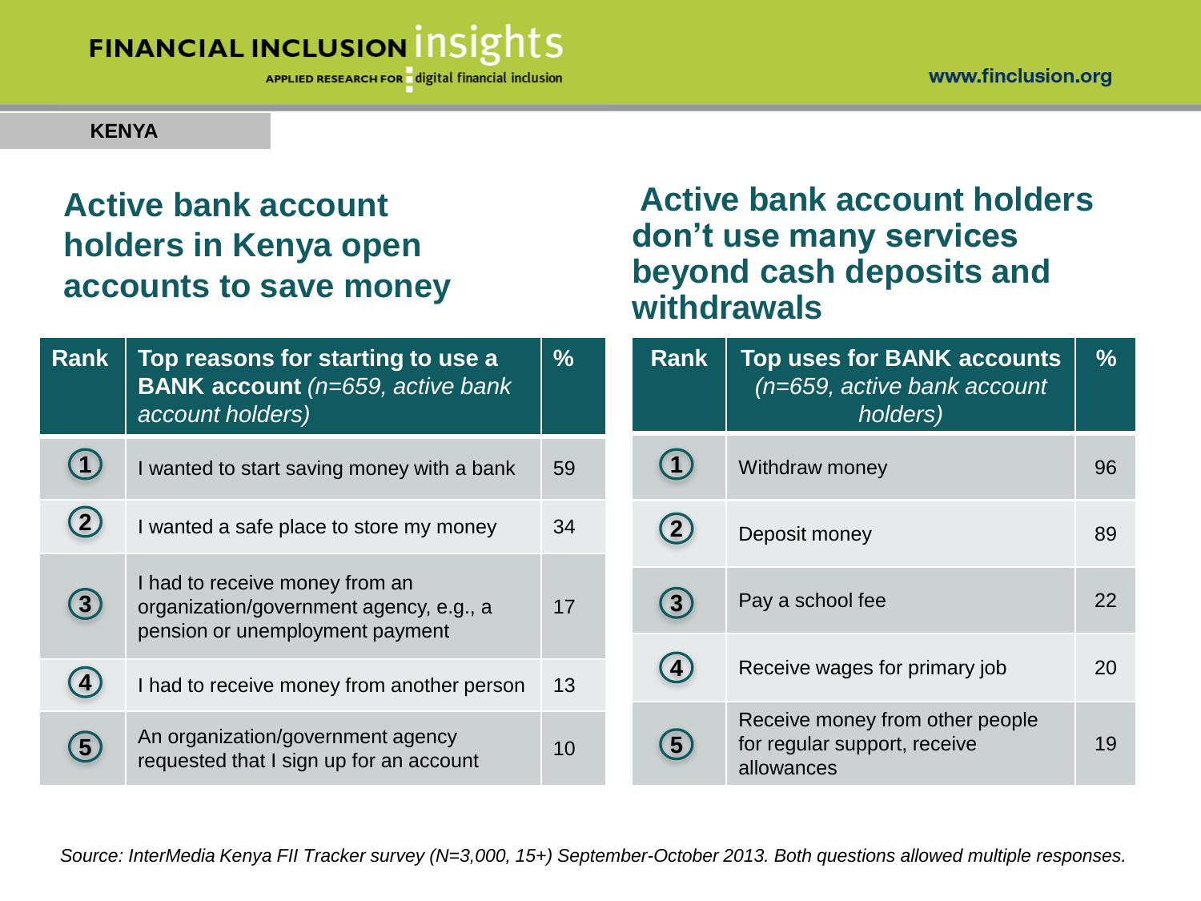**KENYA**

## Active bank account holders in Kenya open accounts to save money

| Rank | Top reasons for starting to use a **BANK account** *(n=659, active bank account holders)* | % |
|---|---|---|
| 1 | I wanted to start saving money with a bank | 59 |
| 2 | I wanted a safe place to store my money | 34 |
| 3 | I had to receive money from an organization/government agency, e.g., a pension or unemployment payment | 17 |
| 4 | I had to receive money from another person | 13 |
| 5 | An organization/government agency requested that I sign up for an account | 10 |

## Active bank account holders don't use many services beyond cash deposits and withdrawals

| Rank | Top uses for BANK accounts *(n=659, active bank account holders)* | % |
|---|---|---|
| 1 | Withdraw money | 96 |
| 2 | Deposit money | 89 |
| 3 | Pay a school fee | 22 |
| 4 | Receive wages for primary job | 20 |
| 5 | Receive money from other people for regular support, receive allowances | 19 |

*Source: InterMedia Kenya FII Tracker survey (N=3,000, 15+) September-October 2013. Both questions allowed multiple responses.*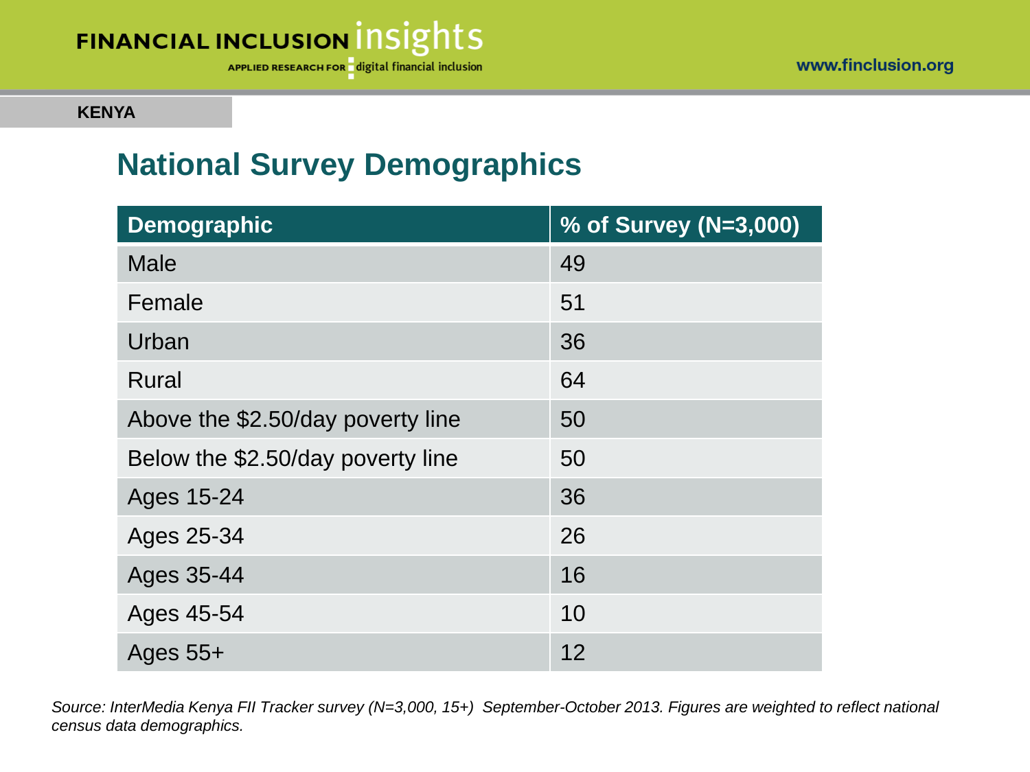KENYA

## National Survey Demographics

| Demographic | % of Survey (N=3,000) |
|---|---|
| Male | 49 |
| Female | 51 |
| Urban | 36 |
| Rural | 64 |
| Above the $2.50/day poverty line | 50 |
| Below the $2.50/day poverty line | 50 |
| Ages 15-24 | 36 |
| Ages 25-34 | 26 |
| Ages 35-44 | 16 |
| Ages 45-54 | 10 |
| Ages 55+ | 12 |

*Source: InterMedia Kenya FII Tracker survey (N=3,000, 15+) September-October 2013. Figures are weighted to reflect national census data demographics.*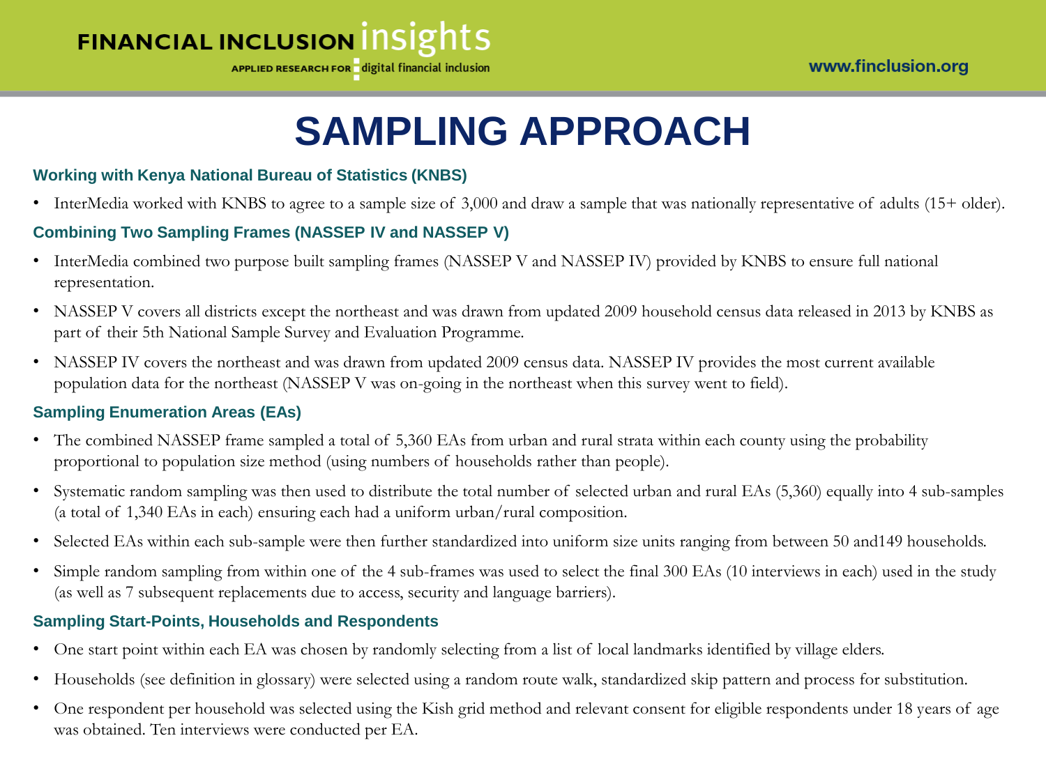# SAMPLING APPROACH

### Working with Kenya National Bureau of Statistics (KNBS)

- InterMedia worked with KNBS to agree to a sample size of 3,000 and draw a sample that was nationally representative of adults (15+ older).

### Combining Two Sampling Frames (NASSEP IV and NASSEP V)

- InterMedia combined two purpose built sampling frames (NASSEP V and NASSEP IV) provided by KNBS to ensure full national representation.
- NASSEP V covers all districts except the northeast and was drawn from updated 2009 household census data released in 2013 by KNBS as part of their 5th National Sample Survey and Evaluation Programme.
- NASSEP IV covers the northeast and was drawn from updated 2009 census data. NASSEP IV provides the most current available population data for the northeast (NASSEP V was on-going in the northeast when this survey went to field).

### Sampling Enumeration Areas (EAs)

- The combined NASSEP frame sampled a total of 5,360 EAs from urban and rural strata within each county using the probability proportional to population size method (using numbers of households rather than people).
- Systematic random sampling was then used to distribute the total number of selected urban and rural EAs (5,360) equally into 4 sub-samples (a total of 1,340 EAs in each) ensuring each had a uniform urban/rural composition.
- Selected EAs within each sub-sample were then further standardized into uniform size units ranging from between 50 and149 households.
- Simple random sampling from within one of the 4 sub-frames was used to select the final 300 EAs (10 interviews in each) used in the study (as well as 7 subsequent replacements due to access, security and language barriers).

### Sampling Start-Points, Households and Respondents

- One start point within each EA was chosen by randomly selecting from a list of local landmarks identified by village elders.
- Households (see definition in glossary) were selected using a random route walk, standardized skip pattern and process for substitution.
- One respondent per household was selected using the Kish grid method and relevant consent for eligible respondents under 18 years of age was obtained. Ten interviews were conducted per EA.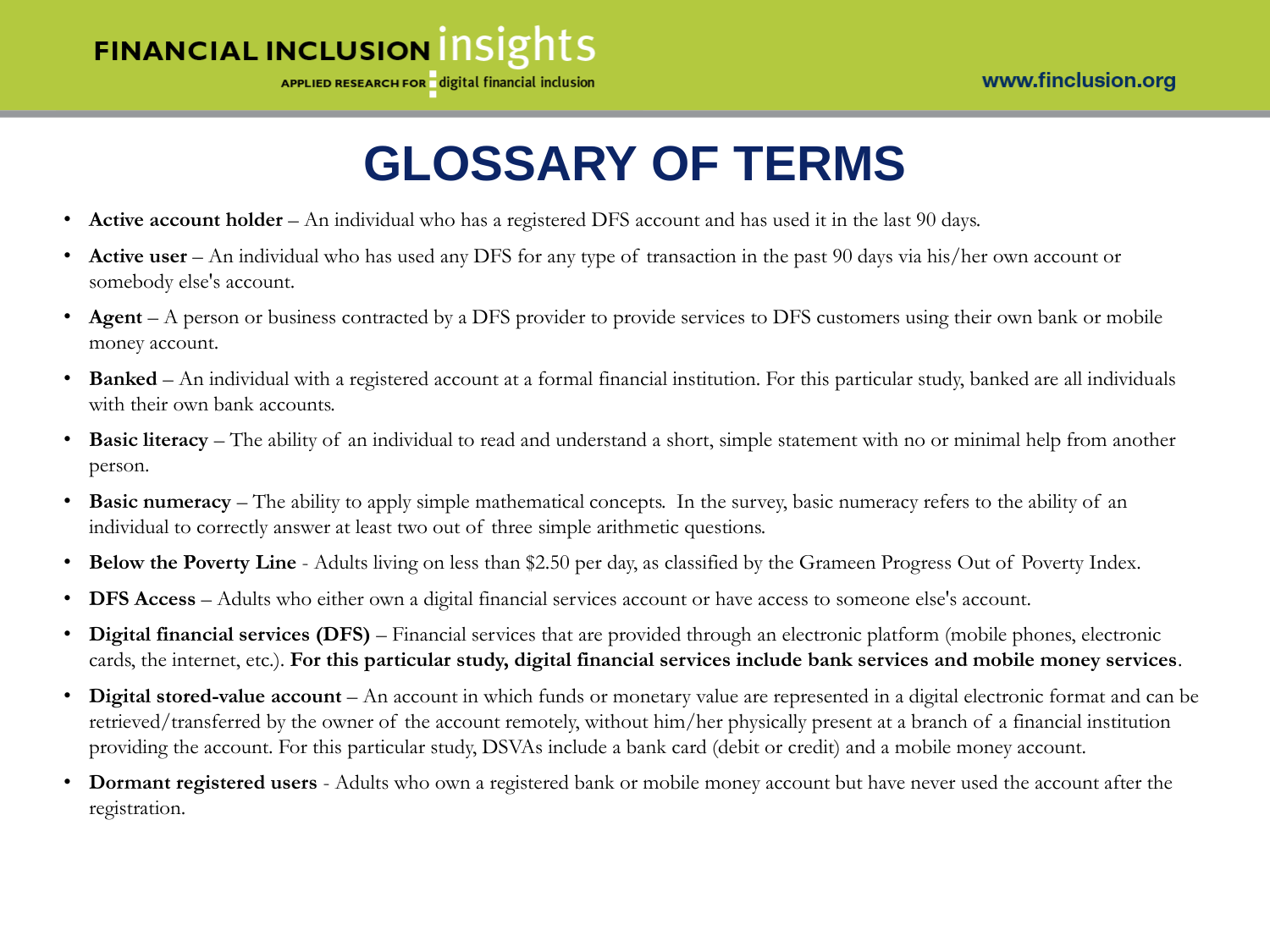# GLOSSARY OF TERMS

- **Active account holder** – An individual who has a registered DFS account and has used it in the last 90 days.
- **Active user** – An individual who has used any DFS for any type of transaction in the past 90 days via his/her own account or somebody else's account.
- **Agent** – A person or business contracted by a DFS provider to provide services to DFS customers using their own bank or mobile money account.
- **Banked** – An individual with a registered account at a formal financial institution. For this particular study, banked are all individuals with their own bank accounts.
- **Basic literacy** – The ability of an individual to read and understand a short, simple statement with no or minimal help from another person.
- **Basic numeracy** – The ability to apply simple mathematical concepts. In the survey, basic numeracy refers to the ability of an individual to correctly answer at least two out of three simple arithmetic questions.
- **Below the Poverty Line** - Adults living on less than $2.50 per day, as classified by the Grameen Progress Out of Poverty Index.
- **DFS Access** – Adults who either own a digital financial services account or have access to someone else's account.
- **Digital financial services (DFS)** – Financial services that are provided through an electronic platform (mobile phones, electronic cards, the internet, etc.). **For this particular study, digital financial services include bank services and mobile money services**.
- **Digital stored-value account** – An account in which funds or monetary value are represented in a digital electronic format and can be retrieved/transferred by the owner of the account remotely, without him/her physically present at a branch of a financial institution providing the account. For this particular study, DSVAs include a bank card (debit or credit) and a mobile money account.
- **Dormant registered users** - Adults who own a registered bank or mobile money account but have never used the account after the registration.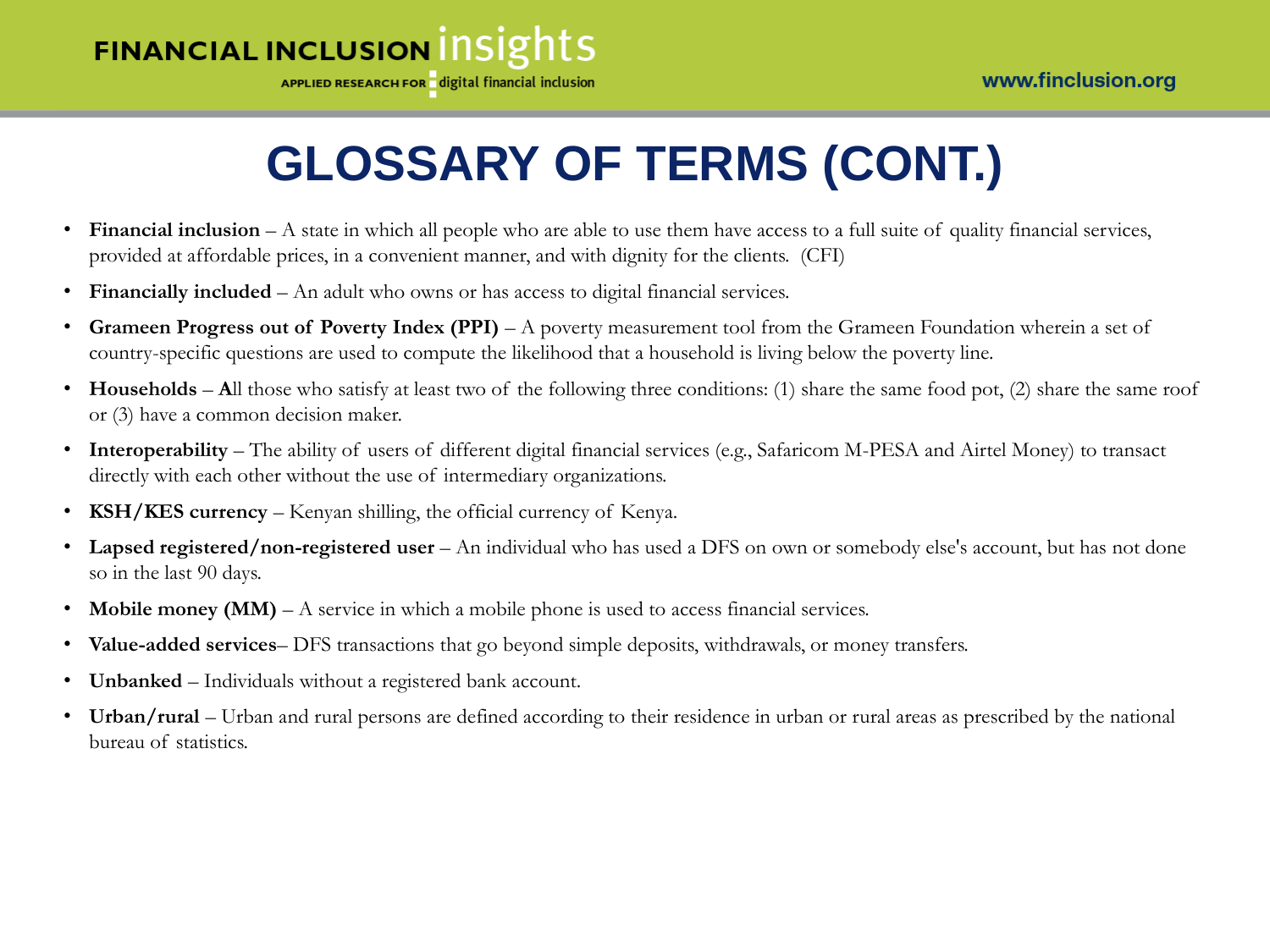# GLOSSARY OF TERMS (CONT.)

- **Financial inclusion** – A state in which all people who are able to use them have access to a full suite of quality financial services, provided at affordable prices, in a convenient manner, and with dignity for the clients. (CFI)
- **Financially included** – An adult who owns or has access to digital financial services.
- **Grameen Progress out of Poverty Index (PPI)** – A poverty measurement tool from the Grameen Foundation wherein a set of country-specific questions are used to compute the likelihood that a household is living below the poverty line.
- **Households** – **A**ll those who satisfy at least two of the following three conditions: (1) share the same food pot, (2) share the same roof or (3) have a common decision maker.
- **Interoperability** – The ability of users of different digital financial services (e.g., Safaricom M-PESA and Airtel Money) to transact directly with each other without the use of intermediary organizations.
- **KSH/KES currency** – Kenyan shilling, the official currency of Kenya.
- **Lapsed registered/non-registered user** – An individual who has used a DFS on own or somebody else's account, but has not done so in the last 90 days.
- **Mobile money (MM)** – A service in which a mobile phone is used to access financial services.
- **Value-added services**– DFS transactions that go beyond simple deposits, withdrawals, or money transfers.
- **Unbanked** – Individuals without a registered bank account.
- **Urban/rural** – Urban and rural persons are defined according to their residence in urban or rural areas as prescribed by the national bureau of statistics.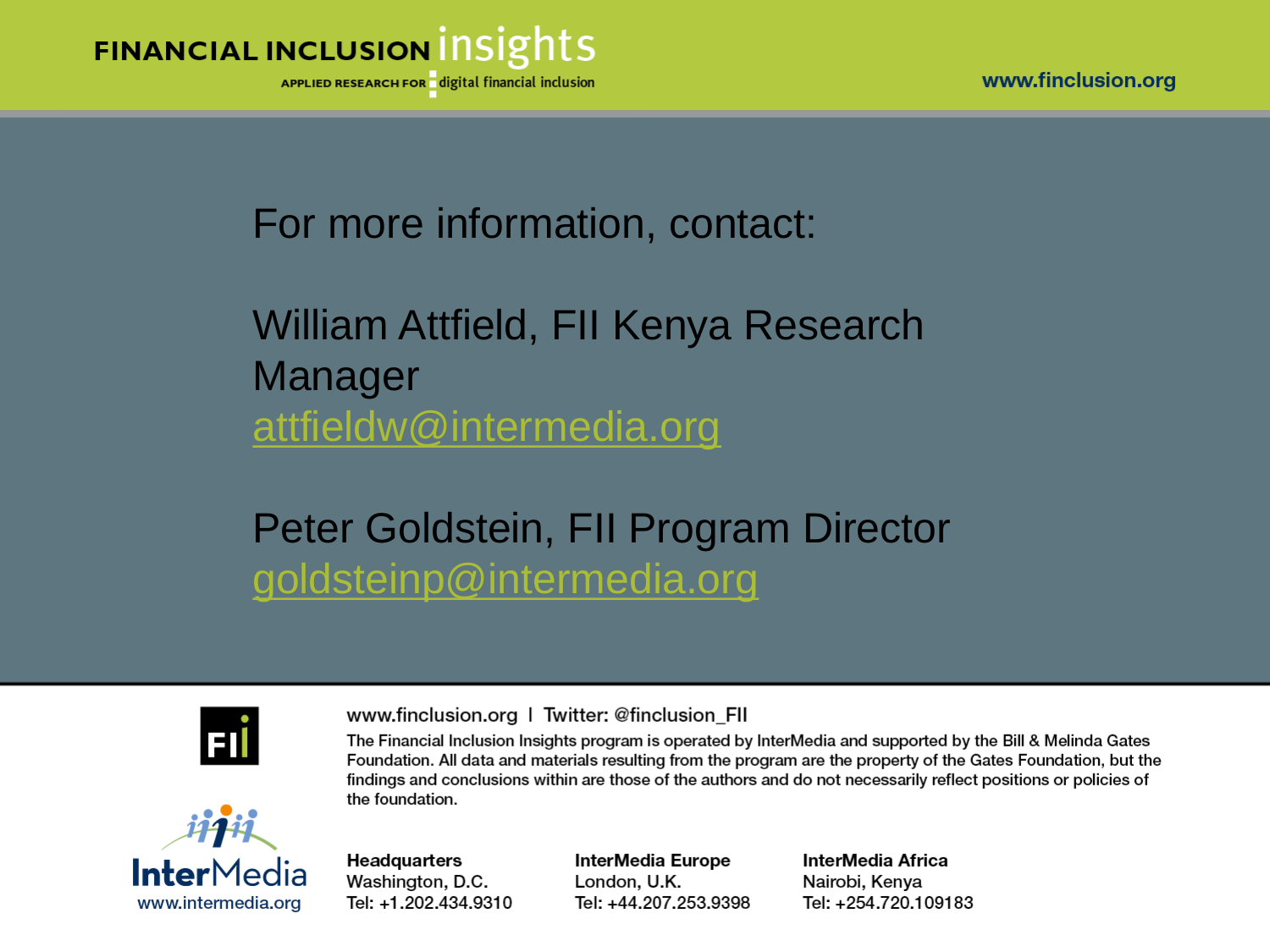FINANCIAL INCLUSION insights
APPLIED RESEARCH FOR digital financial inclusion

www.finclusion.org

For more information, contact:

William Attfield, FII Kenya Research Manager
attfieldw@intermedia.org

Peter Goldstein, FII Program Director
goldsteinp@intermedia.org

www.finclusion.org | Twitter: @finclusion_FII

The Financial Inclusion Insights program is operated by InterMedia and supported by the Bill & Melinda Gates Foundation. All data and materials resulting from the program are the property of the Gates Foundation, but the findings and conclusions within are those of the authors and do not necessarily reflect positions or policies of the foundation.

InterMedia
www.intermedia.org

**Headquarters**
Washington, D.C.
Tel: +1.202.434.9310

**InterMedia Europe**
London, U.K.
Tel: +44.207.253.9398

**InterMedia Africa**
Nairobi, Kenya
Tel: +254.720.109183